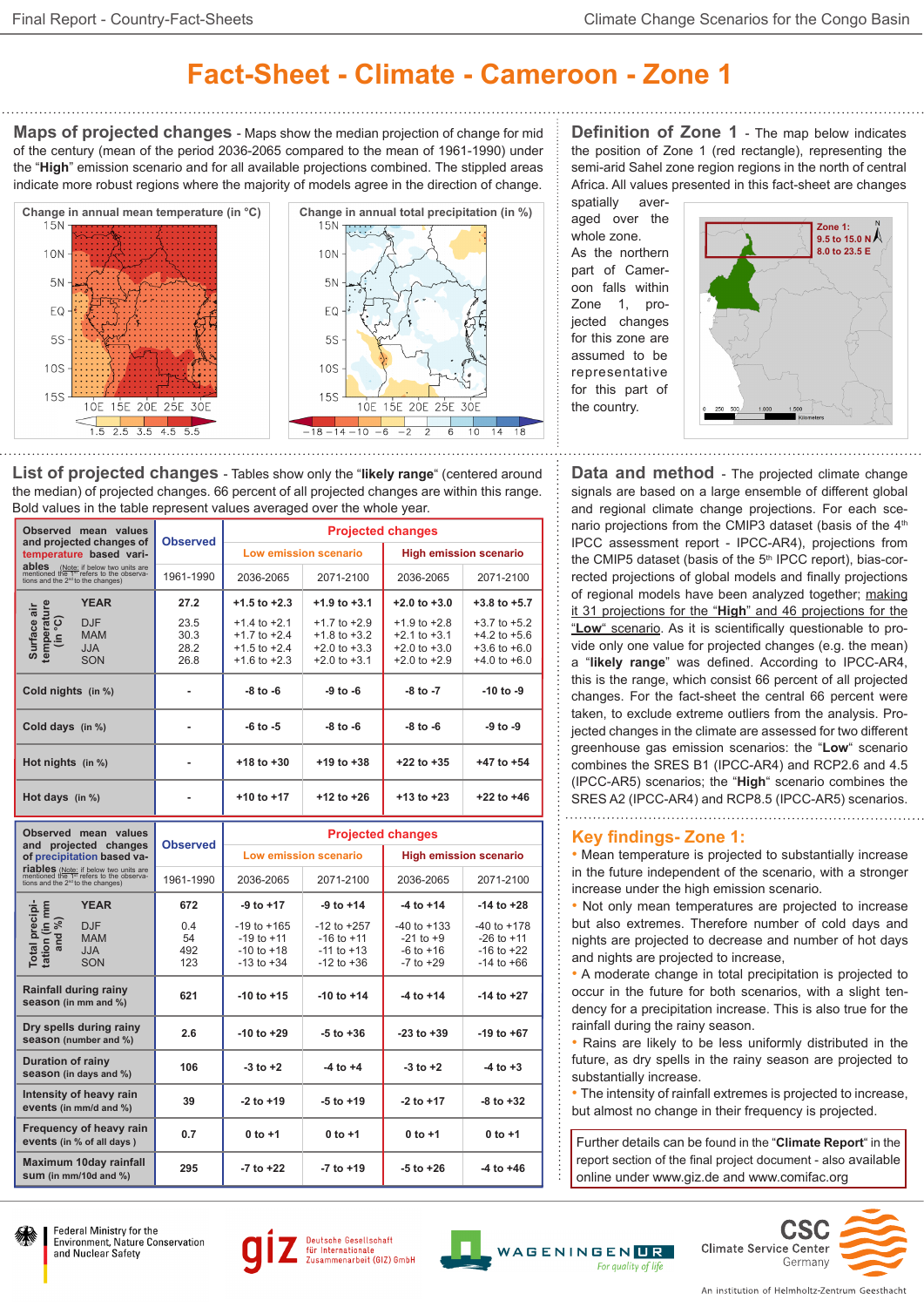# Fact-Sheet - Climate - Cameroon - Zone 1

## Maps of projected changes

Maps show the median projection of change for mid of the century (mean of the period 2036-2065 compared to the mean of 1961-1990) under the "**High**" emission scenario and for all available projections combined. The stippled areas indicate more robust regions where the majority of models agree in the direction of change.

Change in annual mean temperature (in °C)

Change in annual total precipitation (in %)

## Definition of Zone 1

The map below indicates the position of Zone 1 (red rectangle), representing the semi-arid Sahel zone region regions in the north of central Africa. All values presented in this fact-sheet are changes spatially averaged over the whole zone. As the northern part of Cameroon falls within Zone 1, projected changes for this zone are assumed to be representative for this part of the country.

Zone 1: 9.5 to 15.0 N, 8.0 to 23.5 E

## List of projected changes

Tables show only the "**likely range**" (centered around the median) of projected changes. 66 percent of all projected changes are within this range. Bold values in the table represent values averaged over the whole year.

| Observed mean values and projected changes of **temperature** based variables (Note: if below two units are mentioned the 1st refers to the observations and the 2nd to the changes) | | Observed | Projected changes | | | |
|---|---|---|---|---|---|---|
| | | | Low emission scenario | | High emission scenario | |
| | | 1961-1990 | 2036-2065 | 2071-2100 | 2036-2065 | 2071-2100 |
| Surface air temperature (in °C) | **YEAR** | **27.2** | **+1.5 to +2.3** | **+1.9 to +3.1** | **+2.0 to +3.0** | **+3.8 to +5.7** |
| | DJF | 23.5 | +1.4 to +2.1 | +1.7 to +2.9 | +1.9 to +2.8 | +3.7 to +5.2 |
| | MAM | 30.3 | +1.7 to +2.4 | +1.8 to +3.2 | +2.1 to +3.1 | +4.2 to +5.6 |
| | JJA | 28.2 | +1.5 to +2.4 | +2.0 to +3.3 | +2.0 to +3.0 | +3.6 to +6.0 |
| | SON | 26.8 | +1.6 to +2.3 | +2.0 to +3.1 | +2.0 to +2.9 | +4.0 to +6.0 |
| **Cold nights** (in %) | | - | **-8 to -6** | **-9 to -6** | **-8 to -7** | **-10 to -9** |
| **Cold days** (in %) | | - | **-6 to -5** | **-8 to -6** | **-8 to -6** | **-9 to -9** |
| **Hot nights** (in %) | | - | **+18 to +30** | **+19 to +38** | **+22 to +35** | **+47 to +54** |
| **Hot days** (in %) | | - | **+10 to +17** | **+12 to +26** | **+13 to +23** | **+22 to +46** |

| Observed mean values and projected changes of **precipitation** based variables (Note: if below two units are mentioned the 1st refers to the observations and the 2nd to the changes) | | Observed | Projected changes | | | |
|---|---|---|---|---|---|---|
| | | | Low emission scenario | | High emission scenario | |
| | | 1961-1990 | 2036-2065 | 2071-2100 | 2036-2065 | 2071-2100 |
| Total precipitation (in mm and %) | **YEAR** | **672** | **-9 to +17** | **-9 to +14** | **-4 to +14** | **-14 to +28** |
| | DJF | 0.4 | -19 to +165 | -12 to +257 | -40 to +133 | -40 to +178 |
| | MAM | 54 | -19 to +11 | -16 to +11 | -21 to +9 | -26 to +11 |
| | JJA | 492 | -10 to +18 | -11 to +13 | -6 to +16 | -16 to +22 |
| | SON | 123 | -13 to +34 | -12 to +36 | -7 to +29 | -14 to +66 |
| **Rainfall during rainy season** (in mm and %) | | **621** | **-10 to +15** | **-10 to +14** | **-4 to +14** | **-14 to +27** |
| **Dry spells during rainy season** (number and %) | | **2.6** | **-10 to +29** | **-5 to +36** | **-23 to +39** | **-19 to +67** |
| **Duration of rainy season** (in days and %) | | **106** | **-3 to +2** | **-4 to +4** | **-3 to +2** | **-4 to +3** |
| **Intensity of heavy rain events** (in mm/d and %) | | **39** | **-2 to +19** | **-5 to +19** | **-2 to +17** | **-8 to +32** |
| **Frequency of heavy rain events** (in % of all days) | | **0.7** | **0 to +1** | **0 to +1** | **0 to +1** | **0 to +1** |
| **Maximum 10day rainfall sum** (in mm/10d and %) | | **295** | **-7 to +22** | **-7 to +19** | **-5 to +26** | **-4 to +46** |

## Data and method

The projected climate change signals are based on a large ensemble of different global and regional climate change projections. For each scenario projections from the CMIP3 dataset (basis of the 4th IPCC assessment report - IPCC-AR4), projections from the CMIP5 dataset (basis of the 5th IPCC report), bias-corrected projections of global models and finally projections of regional models have been analyzed together; making it 31 projections for the "**High**" and 46 projections for the "**Low**" scenario. As it is scientifically questionable to provide only one value for projected changes (e.g. the mean) a "**likely range**" was defined. According to IPCC-AR4, this is the range, which consist 66 percent of all projected changes. For the fact-sheet the central 66 percent were taken, to exclude extreme outliers from the analysis. Projected changes in the climate are assessed for two different greenhouse gas emission scenarios: the "**Low**" scenario combines the SRES B1 (IPCC-AR4) and RCP2.6 and 4.5 (IPCC-AR5) scenarios; the "**High**" scenario combines the SRES A2 (IPCC-AR4) and RCP8.5 (IPCC-AR5) scenarios.

## Key findings- Zone 1:

- Mean temperature is projected to substantially increase in the future independent of the scenario, with a stronger increase under the high emission scenario.
- Not only mean temperatures are projected to increase but also extremes. Therefore number of cold days and nights are projected to decrease and number of hot days and nights are projected to increase,
- A moderate change in total precipitation is projected to occur in the future for both scenarios, with a slight tendency for a precipitation increase. This is also true for the rainfall during the rainy season.
- Rains are likely to be less uniformly distributed in the future, as dry spells in the rainy season are projected to substantially increase.
- The intensity of rainfall extremes is projected to increase, but almost no change in their frequency is projected.

Further details can be found in the "**Climate Report**" in the report section of the final project document - also available online under www.giz.de and www.comifac.org

Federal Ministry for the Environment, Nature Conservation and Nuclear Safety | giz Deutsche Gesellschaft für Internationale Zusammenarbeit (GIZ) GmbH | WAGENINGEN UR For quality of life | CSC Climate Service Center Germany — An institution of Helmholtz-Zentrum Geesthacht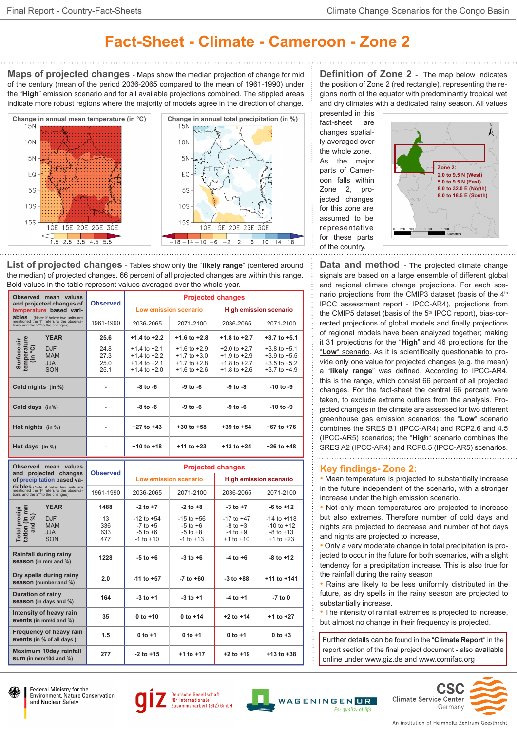# Fact-Sheet - Climate - Cameroon - Zone 2

## Maps of projected changes

Maps of projected changes - Maps show the median projection of change for mid of the century (mean of the period 2036-2065 compared to the mean of 1961-1990) under the "**High**" emission scenario and for all available projections combined. The stippled areas indicate more robust regions where the majority of models agree in the direction of change.

Change in annual mean temperature (in °C)

15N 10N 5N EQ 5S 10S 15S
10E 15E 20E 25E 30E
1.5 2.5 3.5 4.5 5.5

Change in annual total precipitation (in %)

15N 10N 5N EQ 5S 10S 15S
10E 15E 20E 25E 30E
−18 −14 −10 −6 −2 2 6 10 14 18

## Definition of Zone 2

Definition of Zone 2 - The map below indicates the position of Zone 2 (red rectangle), representing the regions north of the equator with predominantly tropical wet and dry climates with a dedicated rainy season. All values presented in this fact-sheet are changes spatially averaged over the whole zone. As the major parts of Cameroon falls within Zone 2, projected changes for this zone are assumed to be representative for these parts of the country.

Zone 2:
2.0 to 9.5 N (West)
5.0 to 9.5 N (East)
8.0 to 32.0 E (North)
8.0 to 18.5 E (South)

0 250 500 1,000 1,500 Kilometers

## List of projected changes

List of projected changes - Tables show only the "**likely range**" (centered around the median) of projected changes. 66 percent of all projected changes are within this range. Bold values in the table represent values averaged over the whole year.

| Observed mean values and projected changes of temperature based variables (Note: if below two units are mentioned the 1st refers to the observations and the 2nd to the changes) | Observed | Projected changes | | | |
|---|---|---|---|---|---|
| | | Low emission scenario | | High emission scenario | |
| | 1961-1990 | 2036-2065 | 2071-2100 | 2036-2065 | 2071-2100 |
| Surface air temperature (in °C) **YEAR** | **25.6** | **+1.4 to +2.2** | **+1.6 to +2.8** | **+1.8 to +2.7** | **+3.7 to +5.1** |
| DJF | 24.8 | +1.4 to +2.1 | +1.6 to +2.9 | +2.0 to +2.7 | +3.8 to +5.1 |
| MAM | 27.3 | +1.4 to +2.2 | +1.7 to +3.0 | +1.9 to +2.9 | +3.9 to +5.5 |
| JJA | 25.0 | +1.4 to +2.1 | +1.7 to +2.8 | +1.8 to +2.7 | +3.5 to +5.2 |
| SON | 25.1 | +1.4 to +2.0 | +1.6 to +2.6 | +1.8 to +2.6 | +3.7 to +4.9 |
| **Cold nights** (in %) | - | **-8 to -6** | **-9 to -6** | **-9 to -8** | **-10 to -9** |
| **Cold days** (in%) | - | **-8 to -6** | **-9 to -6** | **-9 to -6** | **-10 to -9** |
| **Hot nights** (in %) | - | **+27 to +43** | **+30 to +58** | **+39 to +54** | **+67 to +76** |
| **Hot days** (in %) | - | **+10 to +18** | **+11 to +23** | **+13 to +24** | **+26 to +48** |

| Observed mean values and projected changes of precipitation based variables (Note: if below two units are mentioned the 1st refers to the observations and the 2nd to the changes) | Observed | Projected changes | | | |
|---|---|---|---|---|---|
| | | Low emission scenario | | High emission scenario | |
| | 1961-1990 | 2036-2065 | 2071-2100 | 2036-2065 | 2071-2100 |
| Total precipitation (in mm and %) **YEAR** | **1488** | **-2 to +7** | **-2 to +8** | **-3 to +7** | **-6 to +12** |
| DJF | 13 | -12 to +54 | -15 to +56 | -17 to +47 | -14 to +118 |
| MAM | 336 | -7 to +5 | -5 to +6 | -8 to +3 | -10 to +12 |
| JJA | 633 | -5 to +6 | -5 to +8 | -4 to +9 | -8 to +13 |
| SON | 477 | -1 to +10 | -1 to +13 | +1 to +10 | +1 to +23 |
| **Rainfall during rainy season** (in mm and %) | **1228** | **-5 to +6** | **-3 to +6** | **-4 to +6** | **-8 to +12** |
| **Dry spells during rainy season** (number and %) | **2.0** | **-11 to +57** | **-7 to +60** | **-3 to +88** | **+11 to +141** |
| **Duration of rainy season** (in days and %) | **164** | **-3 to +1** | **-3 to +1** | **-4 to +1** | **-7 to 0** |
| **Intensity of heavy rain events** (in mm/d and %) | **35** | **0 to +10** | **0 to +14** | **+2 to +14** | **+1 to +27** |
| **Frequency of heavy rain events** (in % of all days ) | **1.5** | **0 to +1** | **0 to +1** | **0 to +1** | **0 to +3** |
| **Maximum 10day rainfall sum** (in mm/10d and %) | **277** | **-2 to +15** | **+1 to +17** | **+2 to +19** | **+13 to +38** |

## Data and method

Data and method - The projected climate change signals are based on a large ensemble of different global and regional climate change projections. For each scenario projections from the CMIP3 dataset (basis of the 4th IPCC assessment report - IPCC-AR4), projections from the CMIP5 dataset (basis of the 5th IPCC report), bias-corrected projections of global models and finally projections of regional models have been analyzed together; making it 31 projections for the "**High**" and 46 projections for the "**Low**" scenario. As it is scientifically questionable to provide only one value for projected changes (e.g. the mean) a "**likely range**" was defined. According to IPCC-AR4, this is the range, which consist 66 percent of all projected changes. For the fact-sheet the central 66 percent were taken, to exclude extreme outliers from the analysis. Projected changes in the climate are assessed for two different greenhouse gas emission scenarios: the "**Low**" scenario combines the SRES B1 (IPCC-AR4) and RCP2.6 and 4.5 (IPCC-AR5) scenarios; the "**High**" scenario combines the SRES A2 (IPCC-AR4) and RCP8.5 (IPCC-AR5) scenarios.

## Key findings- Zone 2:

- Mean temperature is projected to substantially increase in the future independent of the scenario, with a stronger increase under the high emission scenario.
- Not only mean temperatures are projected to increase but also extremes. Therefore number of cold days and nights are projected to decrease and number of hot days and nights are projected to increase,
- Only a very moderate change in total precipitation is projected to occur in the future for both scenarios, with a slight tendency for a precipitation increase. This is also true for the rainfall during the rainy season
- Rains are likely to be less uniformly distributed in the future, as dry spells in the rainy season are projected to substantially increase.
- The intensity of rainfall extremes is projected to increase, but almost no change in their frequency is projected.

Further details can be found in the "**Climate Report**" in the report section of the final project document - also available online under www.giz.de and www.comifac.org

Federal Ministry for the Environment, Nature Conservation and Nuclear Safety

giz Deutsche Gesellschaft für Internationale Zusammenarbeit (GIZ) GmbH

WAGENINGEN UR For quality of life

CSC Climate Service Center Germany

An institution of Helmholtz-Zentrum Geesthacht